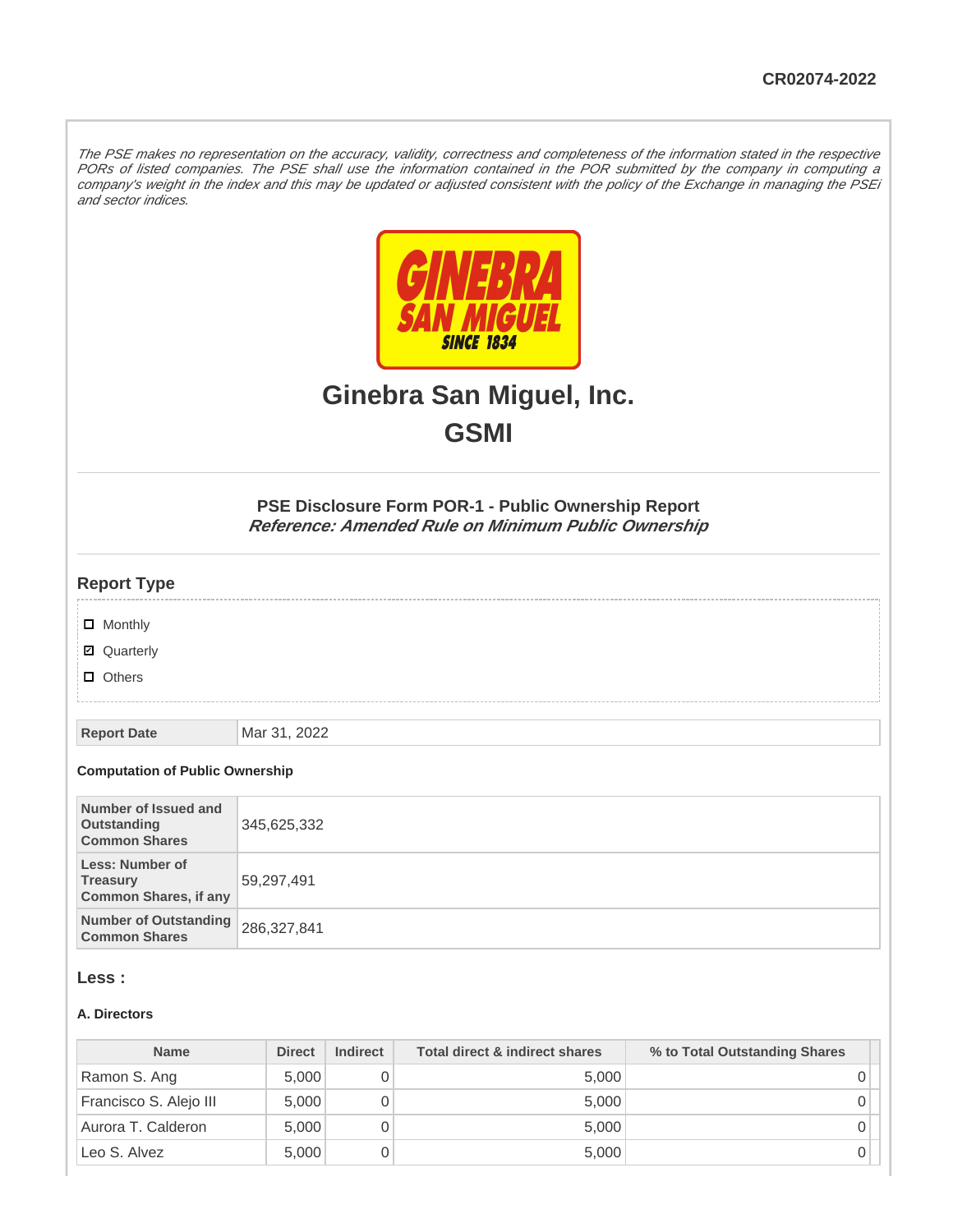CR02074-2022

*The PSE makes no representation on the accuracy, validity, correctness and completeness of the information stated in the respective PORs of listed companies. The PSE shall use the information contained in the POR submitted by the company in computing a company's weight in the index and this may be updated or adjusted consistent with the policy of the Exchange in managing the PSEi and sector indices.*

# Ginebra San Miguel, Inc.

# GSMI

### PSE Disclosure Form POR-1 - Public Ownership Report

***Reference: Amended Rule on Minimum Public Ownership***

## Report Type

- [ ] Monthly
- [x] Quarterly
- [ ] Others

| Report Date | Mar 31, 2022 |
|---|---|

**Computation of Public Ownership**

| | |
|---|---|
| Number of Issued and Outstanding Common Shares | 345,625,332 |
| Less: Number of Treasury Common Shares, if any | 59,297,491 |
| Number of Outstanding Common Shares | 286,327,841 |

## Less :

**A. Directors**

| Name | Direct | Indirect | Total direct & indirect shares | % to Total Outstanding Shares |
|---|---|---|---|---|
| Ramon S. Ang | 5,000 | 0 | 5,000 | 0 |
| Francisco S. Alejo III | 5,000 | 0 | 5,000 | 0 |
| Aurora T. Calderon | 5,000 | 0 | 5,000 | 0 |
| Leo S. Alvez | 5,000 | 0 | 5,000 | 0 |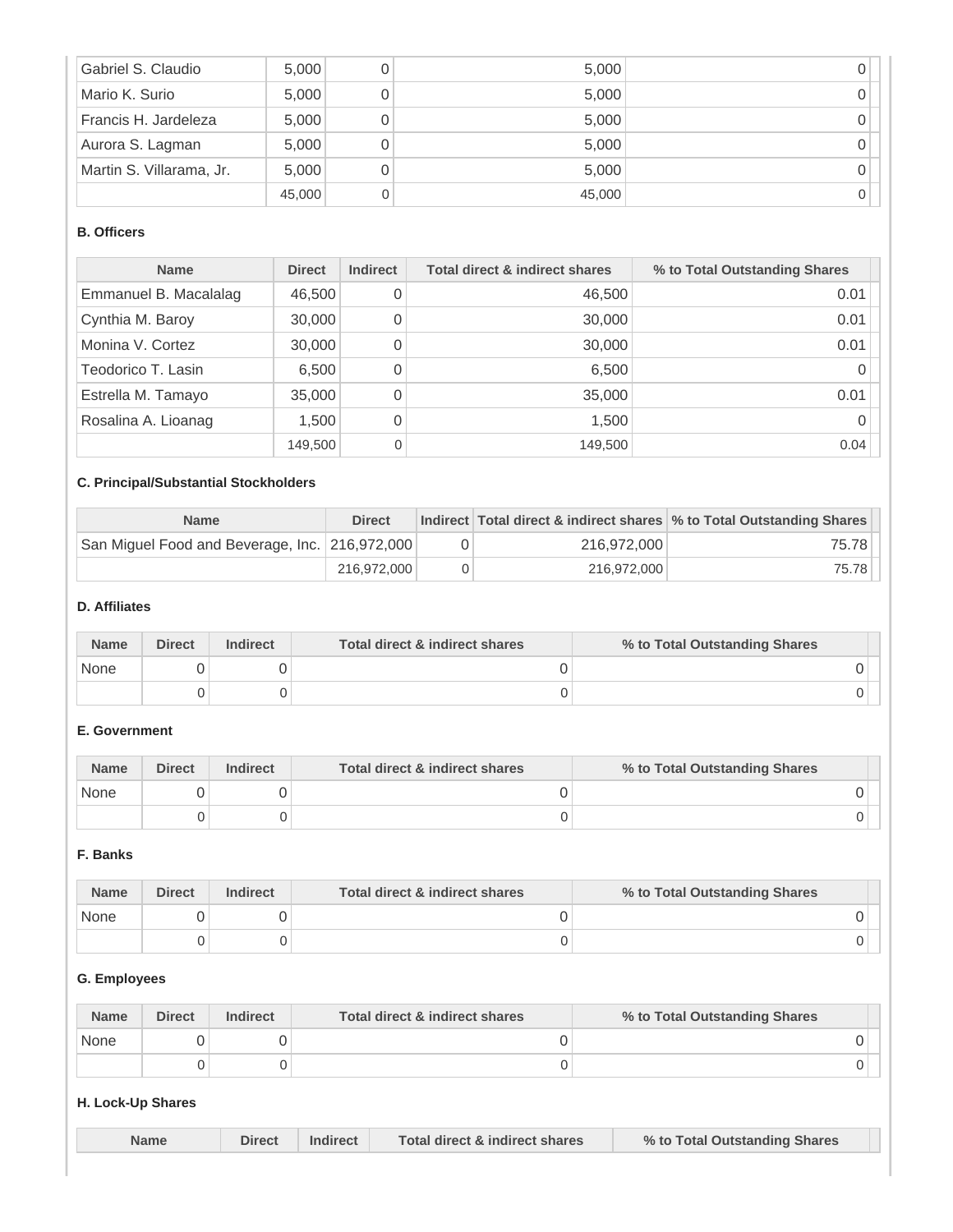| | | | | |
|---|---|---|---|---|
| Gabriel S. Claudio | 5,000 | 0 | 5,000 | 0 |
| Mario K. Surio | 5,000 | 0 | 5,000 | 0 |
| Francis H. Jardeleza | 5,000 | 0 | 5,000 | 0 |
| Aurora S. Lagman | 5,000 | 0 | 5,000 | 0 |
| Martin S. Villarama, Jr. | 5,000 | 0 | 5,000 | 0 |
| | 45,000 | 0 | 45,000 | 0 |

**B. Officers**

| Name | Direct | Indirect | Total direct & indirect shares | % to Total Outstanding Shares |
|---|---|---|---|---|
| Emmanuel B. Macalalag | 46,500 | 0 | 46,500 | 0.01 |
| Cynthia M. Baroy | 30,000 | 0 | 30,000 | 0.01 |
| Monina V. Cortez | 30,000 | 0 | 30,000 | 0.01 |
| Teodorico T. Lasin | 6,500 | 0 | 6,500 | 0 |
| Estrella M. Tamayo | 35,000 | 0 | 35,000 | 0.01 |
| Rosalina A. Lioanag | 1,500 | 0 | 1,500 | 0 |
| | 149,500 | 0 | 149,500 | 0.04 |

**C. Principal/Substantial Stockholders**

| Name | Direct | Indirect | Total direct & indirect shares | % to Total Outstanding Shares |
|---|---|---|---|---|
| San Miguel Food and Beverage, Inc. | 216,972,000 | 0 | 216,972,000 | 75.78 |
| | 216,972,000 | 0 | 216,972,000 | 75.78 |

**D. Affiliates**

| Name | Direct | Indirect | Total direct & indirect shares | % to Total Outstanding Shares |
|---|---|---|---|---|
| None | 0 | 0 | 0 | 0 |
| | 0 | 0 | 0 | 0 |

**E. Government**

| Name | Direct | Indirect | Total direct & indirect shares | % to Total Outstanding Shares |
|---|---|---|---|---|
| None | 0 | 0 | 0 | 0 |
| | 0 | 0 | 0 | 0 |

**F. Banks**

| Name | Direct | Indirect | Total direct & indirect shares | % to Total Outstanding Shares |
|---|---|---|---|---|
| None | 0 | 0 | 0 | 0 |
| | 0 | 0 | 0 | 0 |

**G. Employees**

| Name | Direct | Indirect | Total direct & indirect shares | % to Total Outstanding Shares |
|---|---|---|---|---|
| None | 0 | 0 | 0 | 0 |
| | 0 | 0 | 0 | 0 |

**H. Lock-Up Shares**

| Name | Direct | Indirect | Total direct & indirect shares | % to Total Outstanding Shares |
|---|---|---|---|---|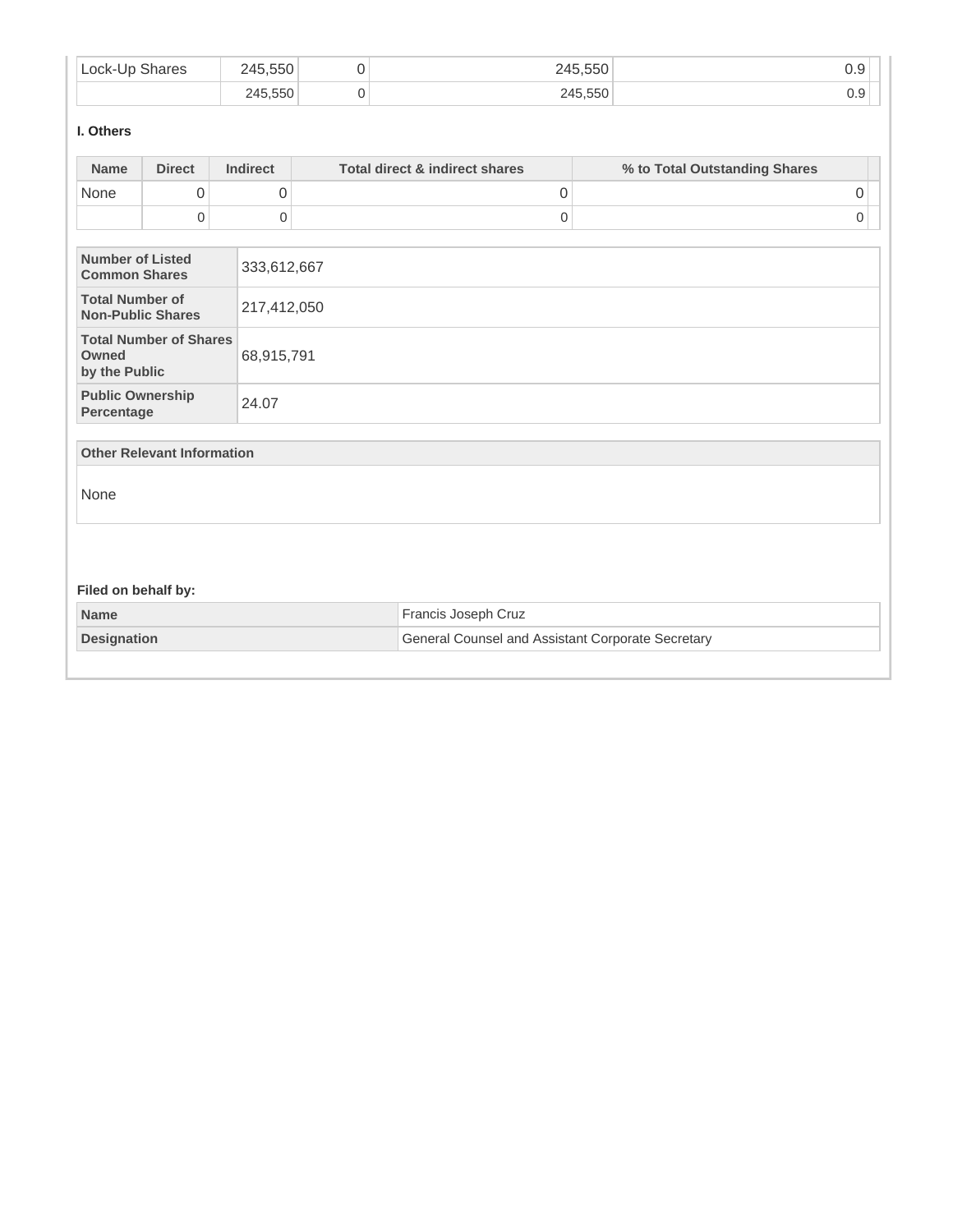| | | | | |
|---|---|---|---|---|
| Lock-Up Shares | 245,550 | 0 | 245,550 | 0.9 |
| | 245,550 | 0 | 245,550 | 0.9 |

**I. Others**

| Name | Direct | Indirect | Total direct & indirect shares | % to Total Outstanding Shares |
|---|---|---|---|---|
| None | 0 | 0 | 0 | 0 |
| | 0 | 0 | 0 | 0 |

| | |
|---|---|
| **Number of Listed Common Shares** | 333,612,667 |
| **Total Number of Non-Public Shares** | 217,412,050 |
| **Total Number of Shares Owned by the Public** | 68,915,791 |
| **Public Ownership Percentage** | 24.07 |

| **Other Relevant Information** |
|---|
| None |

**Filed on behalf by:**

| | |
|---|---|
| **Name** | Francis Joseph Cruz |
| **Designation** | General Counsel and Assistant Corporate Secretary |